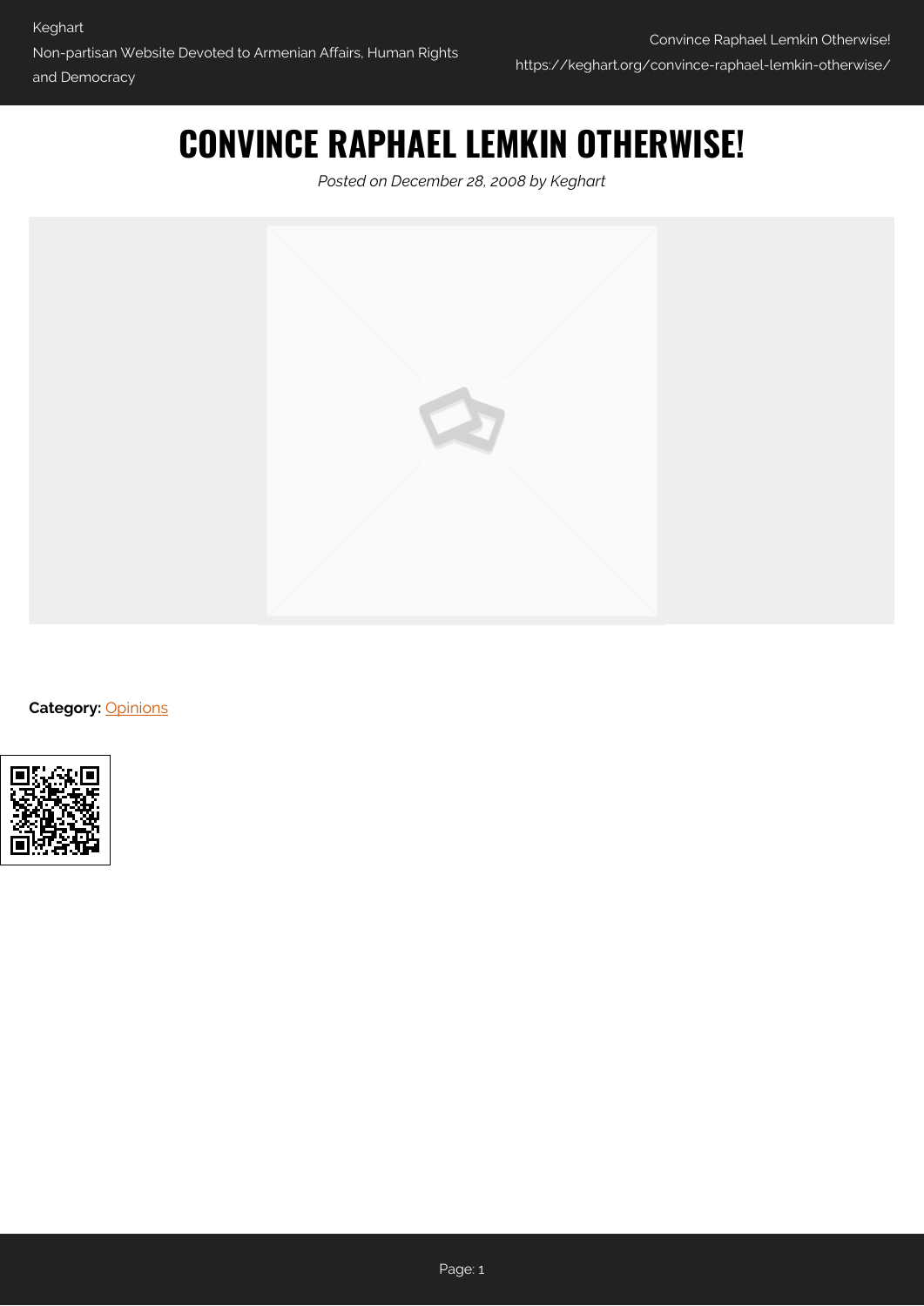# CONVINCE RAPHAEL LEMKIN OTHERWISE!

*Posted on December 28, 2008 by Keghart*

**Category:** Opinions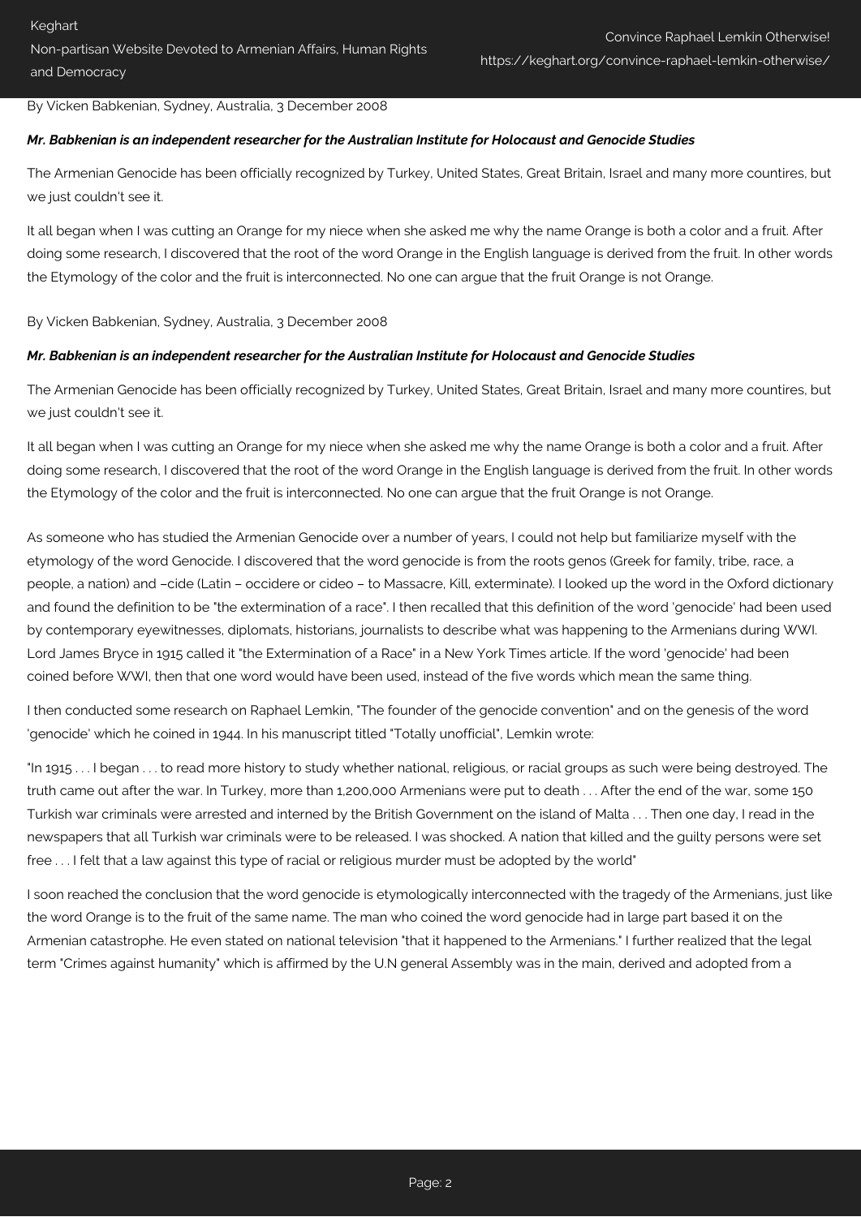By Vicken Babkenian, Sydney, Australia, 3 December 2008

***Mr. Babkenian is an independent researcher for the Australian Institute for Holocaust and Genocide Studies***

The Armenian Genocide has been officially recognized by Turkey, United States, Great Britain, Israel and many more countires, but we just couldn't see it.

It all began when I was cutting an Orange for my niece when she asked me why the name Orange is both a color and a fruit. After doing some research, I discovered that the root of the word Orange in the English language is derived from the fruit. In other words the Etymology of the color and the fruit is interconnected. No one can argue that the fruit Orange is not Orange.

By Vicken Babkenian, Sydney, Australia, 3 December 2008

***Mr. Babkenian is an independent researcher for the Australian Institute for Holocaust and Genocide Studies***

The Armenian Genocide has been officially recognized by Turkey, United States, Great Britain, Israel and many more countires, but we just couldn't see it.

It all began when I was cutting an Orange for my niece when she asked me why the name Orange is both a color and a fruit. After doing some research, I discovered that the root of the word Orange in the English language is derived from the fruit. In other words the Etymology of the color and the fruit is interconnected. No one can argue that the fruit Orange is not Orange.

As someone who has studied the Armenian Genocide over a number of years, I could not help but familiarize myself with the etymology of the word Genocide. I discovered that the word genocide is from the roots genos (Greek for family, tribe, race, a people, a nation) and –cide (Latin – occidere or cideo – to Massacre, Kill, exterminate). I looked up the word in the Oxford dictionary and found the definition to be "the extermination of a race". I then recalled that this definition of the word 'genocide' had been used by contemporary eyewitnesses, diplomats, historians, journalists to describe what was happening to the Armenians during WWI. Lord James Bryce in 1915 called it "the Extermination of a Race" in a New York Times article. If the word 'genocide' had been coined before WWI, then that one word would have been used, instead of the five words which mean the same thing.

I then conducted some research on Raphael Lemkin, "The founder of the genocide convention" and on the genesis of the word 'genocide' which he coined in 1944. In his manuscript titled "Totally unofficial", Lemkin wrote:

"In 1915 . . . I began . . . to read more history to study whether national, religious, or racial groups as such were being destroyed. The truth came out after the war. In Turkey, more than 1,200,000 Armenians were put to death . . . After the end of the war, some 150 Turkish war criminals were arrested and interned by the British Government on the island of Malta . . . Then one day, I read in the newspapers that all Turkish war criminals were to be released. I was shocked. A nation that killed and the guilty persons were set free . . . I felt that a law against this type of racial or religious murder must be adopted by the world"

I soon reached the conclusion that the word genocide is etymologically interconnected with the tragedy of the Armenians, just like the word Orange is to the fruit of the same name. The man who coined the word genocide had in large part based it on the Armenian catastrophe. He even stated on national television "that it happened to the Armenians." I further realized that the legal term "Crimes against humanity" which is affirmed by the U.N general Assembly was in the main, derived and adopted from a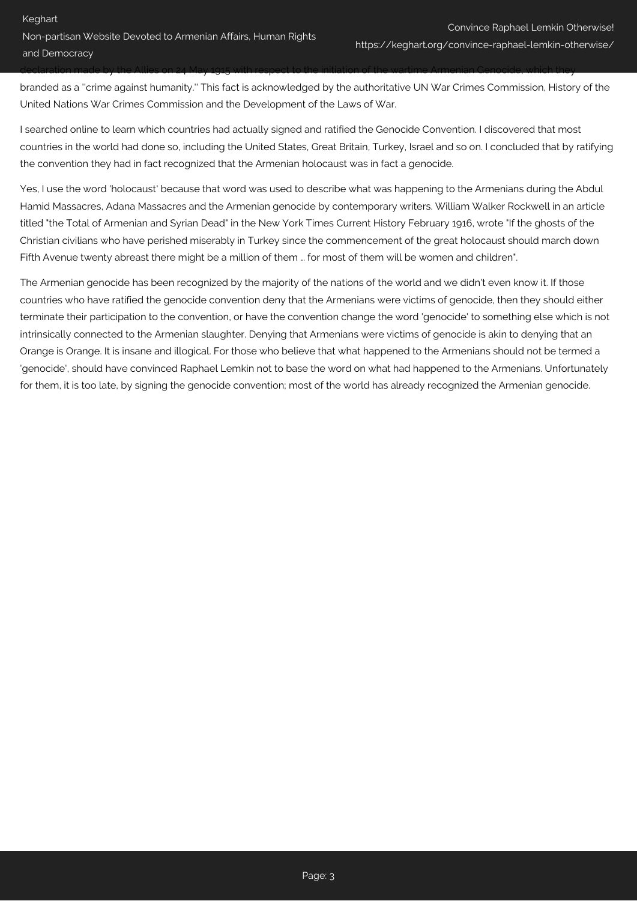declaration made by the Allies on 24 May 1915 with respect to the initiation of the wartime Armenian Genocide, which they branded as a ''crime against humanity.'' This fact is acknowledged by the authoritative UN War Crimes Commission, History of the United Nations War Crimes Commission and the Development of the Laws of War.

I searched online to learn which countries had actually signed and ratified the Genocide Convention. I discovered that most countries in the world had done so, including the United States, Great Britain, Turkey, Israel and so on. I concluded that by ratifying the convention they had in fact recognized that the Armenian holocaust was in fact a genocide.

Yes, I use the word 'holocaust' because that word was used to describe what was happening to the Armenians during the Abdul Hamid Massacres, Adana Massacres and the Armenian genocide by contemporary writers. William Walker Rockwell in an article titled "the Total of Armenian and Syrian Dead" in the New York Times Current History February 1916, wrote "If the ghosts of the Christian civilians who have perished miserably in Turkey since the commencement of the great holocaust should march down Fifth Avenue twenty abreast there might be a million of them … for most of them will be women and children".

The Armenian genocide has been recognized by the majority of the nations of the world and we didn't even know it. If those countries who have ratified the genocide convention deny that the Armenians were victims of genocide, then they should either terminate their participation to the convention, or have the convention change the word 'genocide' to something else which is not intrinsically connected to the Armenian slaughter. Denying that Armenians were victims of genocide is akin to denying that an Orange is Orange. It is insane and illogical. For those who believe that what happened to the Armenians should not be termed a 'genocide', should have convinced Raphael Lemkin not to base the word on what had happened to the Armenians. Unfortunately for them, it is too late, by signing the genocide convention; most of the world has already recognized the Armenian genocide.